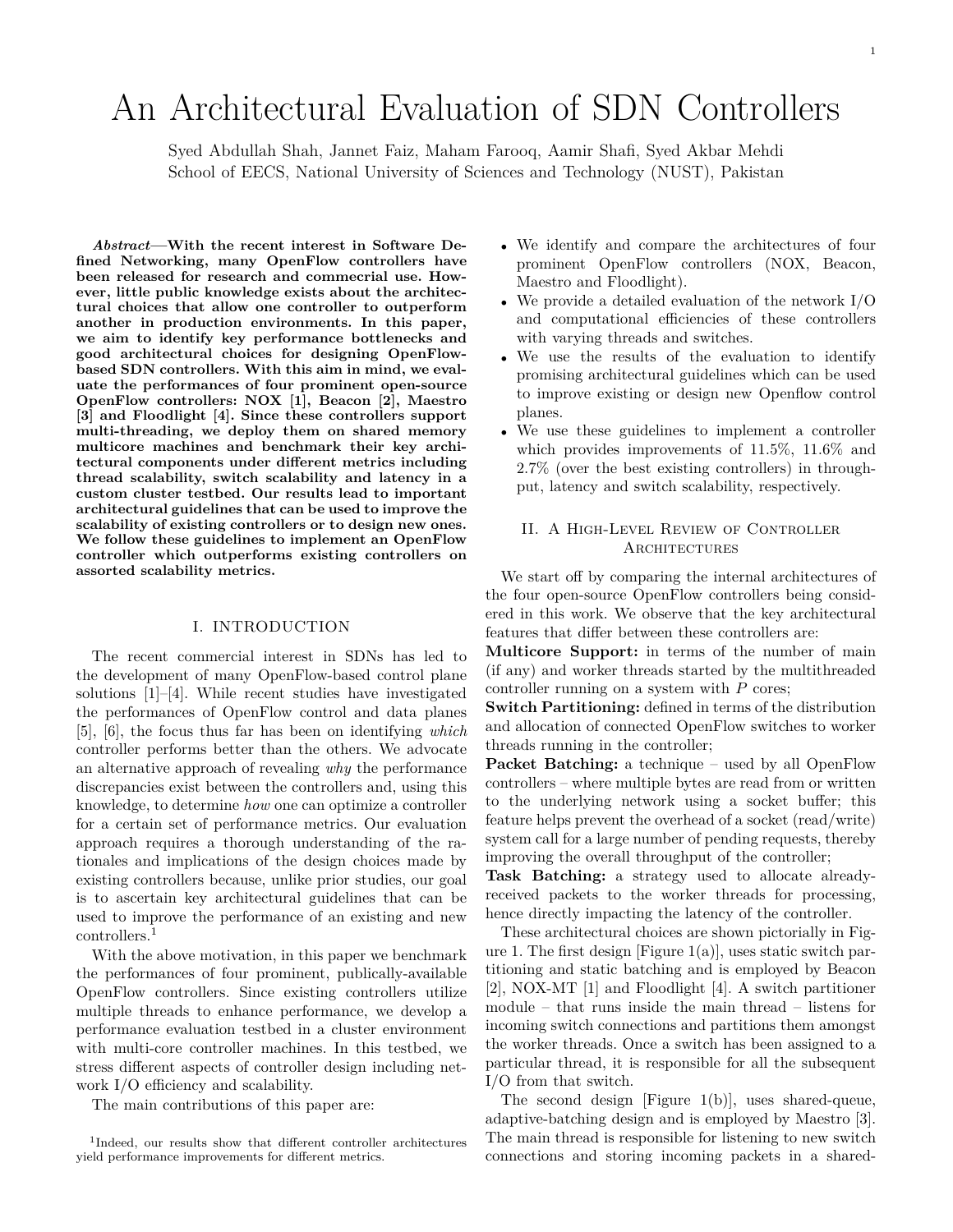# An Architectural Evaluation of SDN Controllers

Syed Abdullah Shah, Jannet Faiz, Maham Farooq, Aamir Shafi, Syed Akbar Mehdi
School of EECS, National University of Sciences and Technology (NUST), Pakistan

***Abstract*—With the recent interest in Software Defined Networking, many OpenFlow controllers have been released for research and commercial use. However, little public knowledge exists about the architectural choices that allow one controller to outperform another in production environments. In this paper, we aim to identify key performance bottlenecks and good architectural choices for designing OpenFlow-based SDN controllers. With this aim in mind, we evaluate the performances of four prominent open-source OpenFlow controllers: NOX [1], Beacon [2], Maestro [3] and Floodlight [4]. Since these controllers support multi-threading, we deploy them on shared memory multicore machines and benchmark their key architectural components under different metrics including thread scalability, switch scalability and latency in a custom cluster testbed. Our results lead to important architectural guidelines that can be used to improve the scalability of existing controllers or to design new ones. We follow these guidelines to implement an OpenFlow controller which outperforms existing controllers on assorted scalability metrics.**

## I. Introduction

The recent commercial interest in SDNs has led to the development of many OpenFlow-based control plane solutions [1]–[4]. While recent studies have investigated the performances of OpenFlow control and data planes [5], [6], the focus thus far has been on identifying *which* controller performs better than the others. We advocate an alternative approach of revealing *why* the performance discrepancies exist between the controllers and, using this knowledge, to determine *how* one can optimize a controller for a certain set of performance metrics. Our evaluation approach requires a thorough understanding of the rationales and implications of the design choices made by existing controllers because, unlike prior studies, our goal is to ascertain key architectural guidelines that can be used to improve the performance of an existing and new controllers.[1]

With the above motivation, in this paper we benchmark the performances of four prominent, publically-available OpenFlow controllers. Since existing controllers utilize multiple threads to enhance performance, we develop a performance evaluation testbed in a cluster environment with multi-core controller machines. In this testbed, we stress different aspects of controller design including network I/O efficiency and scalability.

The main contributions of this paper are:

- We identify and compare the architectures of four prominent OpenFlow controllers (NOX, Beacon, Maestro and Floodlight).
- We provide a detailed evaluation of the network I/O and computational efficiencies of these controllers with varying threads and switches.
- We use the results of the evaluation to identify promising architectural guidelines which can be used to improve existing or design new Openflow control planes.
- We use these guidelines to implement a controller which provides improvements of 11.5%, 11.6% and 2.7% (over the best existing controllers) in throughput, latency and switch scalability, respectively.

[1]Indeed, our results show that different controller architectures yield performance improvements for different metrics.

## II. A High-Level Review of Controller Architectures

We start off by comparing the internal architectures of the four open-source OpenFlow controllers being considered in this work. We observe that the key architectural features that differ between these controllers are:

**Multicore Support:** in terms of the number of main (if any) and worker threads started by the multithreaded controller running on a system with $P$ cores;

**Switch Partitioning:** defined in terms of the distribution and allocation of connected OpenFlow switches to worker threads running in the controller;

**Packet Batching:** a technique – used by all OpenFlow controllers – where multiple bytes are read from or written to the underlying network using a socket buffer; this feature helps prevent the overhead of a socket (read/write) system call for a large number of pending requests, thereby improving the overall throughput of the controller;

**Task Batching:** a strategy used to allocate already-received packets to the worker threads for processing, hence directly impacting the latency of the controller.

These architectural choices are shown pictorially in Figure 1. The first design [Figure 1(a)], uses static switch partitioning and static batching and is employed by Beacon [2], NOX-MT [1] and Floodlight [4]. A switch partitioner module – that runs inside the main thread – listens for incoming switch connections and partitions them amongst the worker threads. Once a switch has been assigned to a particular thread, it is responsible for all the subsequent I/O from that switch.

The second design [Figure 1(b)], uses shared-queue, adaptive-batching design and is employed by Maestro [3]. The main thread is responsible for listening to new switch connections and storing incoming packets in a shared-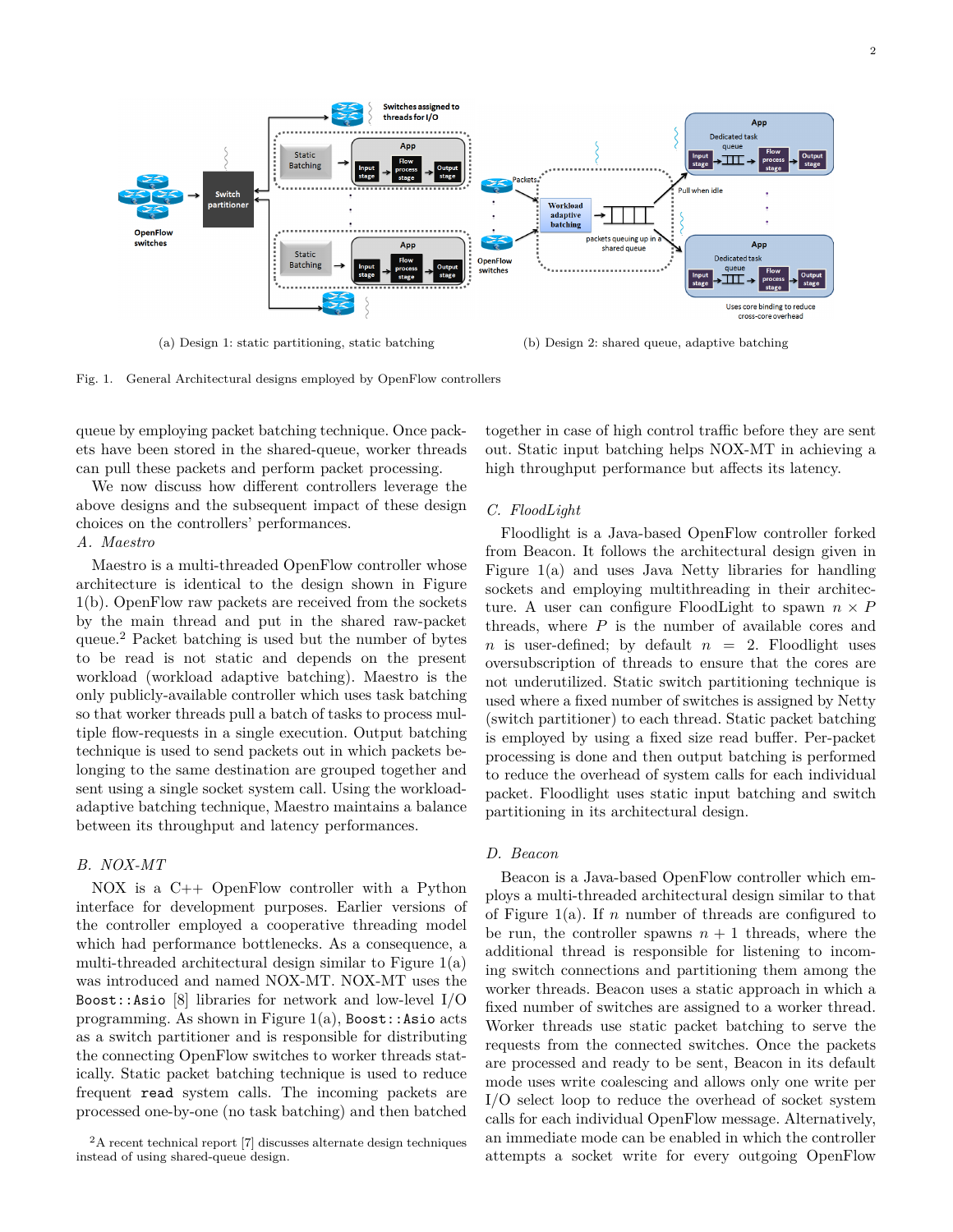(a) Design 1: static partitioning, static batching

(b) Design 2: shared queue, adaptive batching

Fig. 1. General Architectural designs employed by OpenFlow controllers

queue by employing packet batching technique. Once packets have been stored in the shared-queue, worker threads can pull these packets and perform packet processing.

We now discuss how different controllers leverage the above designs and the subsequent impact of these design choices on the controllers' performances.

### A. Maestro

Maestro is a multi-threaded OpenFlow controller whose architecture is identical to the design shown in Figure 1(b). OpenFlow raw packets are received from the sockets by the main thread and put in the shared raw-packet queue.[2] Packet batching is used but the number of bytes to be read is not static and depends on the present workload (workload adaptive batching). Maestro is the only publicly-available controller which uses task batching so that worker threads pull a batch of tasks to process multiple flow-requests in a single execution. Output batching technique is used to send packets out in which packets belonging to the same destination are grouped together and sent using a single socket system call. Using the workload-adaptive batching technique, Maestro maintains a balance between its throughput and latency performances.

### B. NOX-MT

NOX is a C++ OpenFlow controller with a Python interface for development purposes. Earlier versions of the controller employed a cooperative threading model which had performance bottlenecks. As a consequence, a multi-threaded architectural design similar to Figure 1(a) was introduced and named NOX-MT. NOX-MT uses the `Boost::Asio` [8] libraries for network and low-level I/O programming. As shown in Figure 1(a), `Boost::Asio` acts as a switch partitioner and is responsible for distributing the connecting OpenFlow switches to worker threads statically. Static packet batching technique is used to reduce frequent `read` system calls. The incoming packets are processed one-by-one (no task batching) and then batched together in case of high control traffic before they are sent out. Static input batching helps NOX-MT in achieving a high throughput performance but affects its latency.

[2] A recent technical report [7] discusses alternate design techniques instead of using shared-queue design.

### C. FloodLight

Floodlight is a Java-based OpenFlow controller forked from Beacon. It follows the architectural design given in Figure 1(a) and uses Java Netty libraries for handling sockets and employing multithreading in their architecture. A user can configure FloodLight to spawn $n \times P$ threads, where $P$ is the number of available cores and $n$ is user-defined; by default $n = 2$. Floodlight uses oversubscription of threads to ensure that the cores are not underutilized. Static switch partitioning technique is used where a fixed number of switches is assigned by Netty (switch partitioner) to each thread. Static packet batching is employed by using a fixed size read buffer. Per-packet processing is done and then output batching is performed to reduce the overhead of system calls for each individual packet. Floodlight uses static input batching and switch partitioning in its architectural design.

### D. Beacon

Beacon is a Java-based OpenFlow controller which employs a multi-threaded architectural design similar to that of Figure 1(a). If $n$ number of threads are configured to be run, the controller spawns $n + 1$ threads, where the additional thread is responsible for listening to incoming switch connections and partitioning them among the worker threads. Beacon uses a static approach in which a fixed number of switches are assigned to a worker thread. Worker threads use static packet batching to serve the requests from the connected switches. Once the packets are processed and ready to be sent, Beacon in its default mode uses write coalescing and allows only one write per I/O select loop to reduce the overhead of socket system calls for each individual OpenFlow message. Alternatively, an immediate mode can be enabled in which the controller attempts a socket write for every outgoing OpenFlow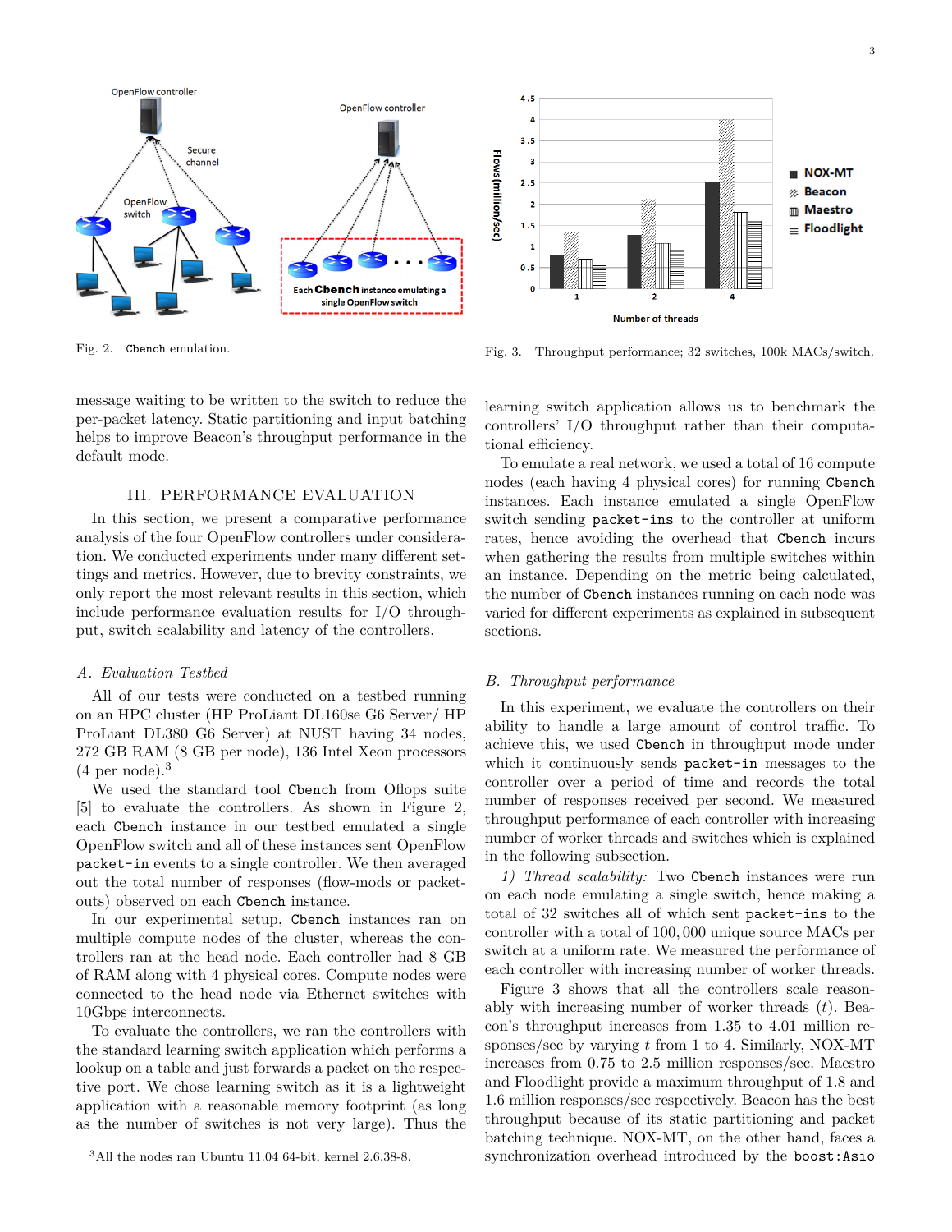Fig. 2. Cbench emulation.

Fig. 3. Throughput performance; 32 switches, 100k MACs/switch.

message waiting to be written to the switch to reduce the per-packet latency. Static partitioning and input batching helps to improve Beacon's throughput performance in the default mode.

## III. Performance Evaluation

In this section, we present a comparative performance analysis of the four OpenFlow controllers under consideration. We conducted experiments under many different settings and metrics. However, due to brevity constraints, we only report the most relevant results in this section, which include performance evaluation results for I/O throughput, switch scalability and latency of the controllers.

### A. Evaluation Testbed

All of our tests were conducted on a testbed running on an HPC cluster (HP ProLiant DL160se G6 Server/ HP ProLiant DL380 G6 Server) at NUST having 34 nodes, 272 GB RAM (8 GB per node), 136 Intel Xeon processors (4 per node).[3]

We used the standard tool `Cbench` from Oflops suite [5] to evaluate the controllers. As shown in Figure 2, each `Cbench` instance in our testbed emulated a single OpenFlow switch and all of these instances sent OpenFlow `packet-in` events to a single controller. We then averaged out the total number of responses (flow-mods or packet-outs) observed on each `Cbench` instance.

In our experimental setup, `Cbench` instances ran on multiple compute nodes of the cluster, whereas the controllers ran at the head node. Each controller had 8 GB of RAM along with 4 physical cores. Compute nodes were connected to the head node via Ethernet switches with 10Gbps interconnects.

To evaluate the controllers, we ran the controllers with the standard learning switch application which performs a lookup on a table and just forwards a packet on the respective port. We chose learning switch as it is a lightweight application with a reasonable memory footprint (as long as the number of switches is not very large). Thus the learning switch application allows us to benchmark the controllers' I/O throughput rather than their computational efficiency.

To emulate a real network, we used a total of 16 compute nodes (each having 4 physical cores) for running `Cbench` instances. Each instance emulated a single OpenFlow switch sending `packet-ins` to the controller at uniform rates, hence avoiding the overhead that `Cbench` incurs when gathering the results from multiple switches within an instance. Depending on the metric being calculated, the number of `Cbench` instances running on each node was varied for different experiments as explained in subsequent sections.

### B. Throughput performance

In this experiment, we evaluate the controllers on their ability to handle a large amount of control traffic. To achieve this, we used `Cbench` in throughput mode under which it continuously sends `packet-in` messages to the controller over a period of time and records the total number of responses received per second. We measured throughput performance of each controller with increasing number of worker threads and switches which is explained in the following subsection.

*1) Thread scalability:* Two `Cbench` instances were run on each node emulating a single switch, hence making a total of 32 switches all of which sent `packet-ins` to the controller with a total of 100,000 unique source MACs per switch at a uniform rate. We measured the performance of each controller with increasing number of worker threads.

Figure 3 shows that all the controllers scale reasonably with increasing number of worker threads ($t$). Beacon's throughput increases from 1.35 to 4.01 million responses/sec by varying $t$ from 1 to 4. Similarly, NOX-MT increases from 0.75 to 2.5 million responses/sec. Maestro and Floodlight provide a maximum throughput of 1.8 and 1.6 million responses/sec respectively. Beacon has the best throughput because of its static partitioning and packet batching technique. NOX-MT, on the other hand, faces a synchronization overhead introduced by the `boost:Asio`

[3] All the nodes ran Ubuntu 11.04 64-bit, kernel 2.6.38-8.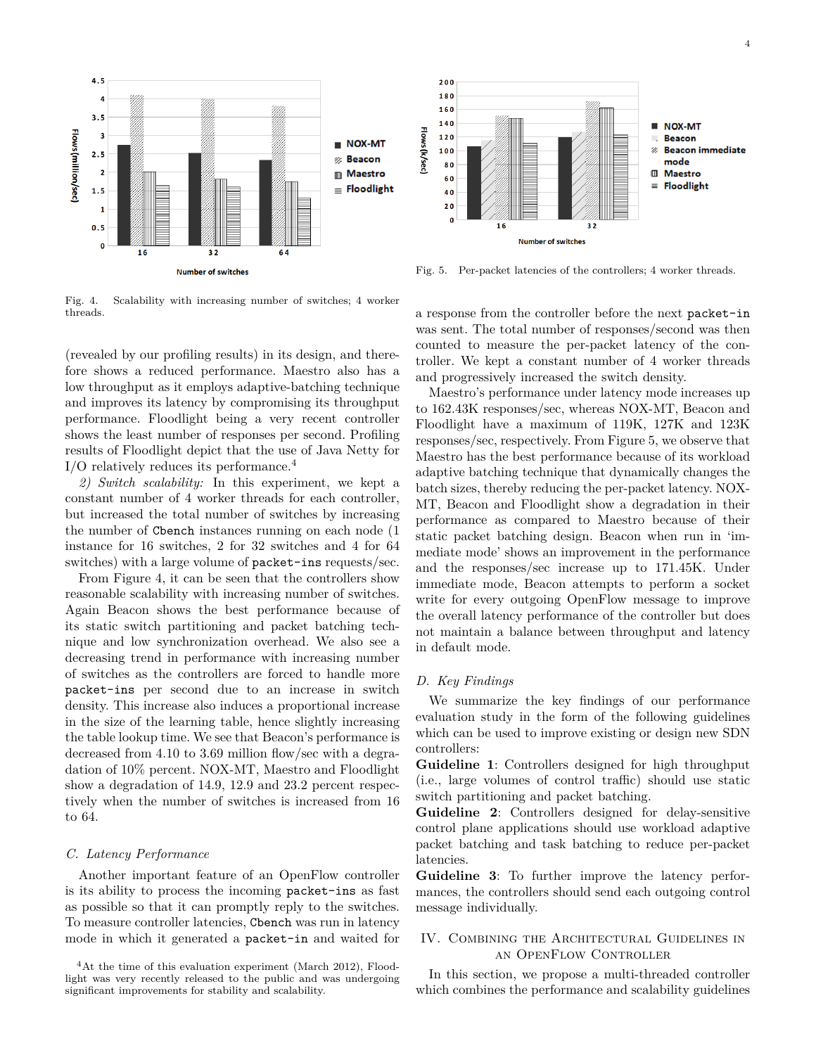Fig. 4. Scalability with increasing number of switches; 4 worker threads.

Fig. 5. Per-packet latencies of the controllers; 4 worker threads.

(revealed by our profiling results) in its design, and therefore shows a reduced performance. Maestro also has a low throughput as it employs adaptive-batching technique and improves its latency by compromising its throughput performance. Floodlight being a very recent controller shows the least number of responses per second. Profiling results of Floodlight depict that the use of Java Netty for I/O relatively reduces its performance.[4]

*2) Switch scalability:* In this experiment, we kept a constant number of 4 worker threads for each controller, but increased the total number of switches by increasing the number of `Cbench` instances running on each node (1 instance for 16 switches, 2 for 32 switches and 4 for 64 switches) with a large volume of `packet-ins` requests/sec.

From Figure 4, it can be seen that the controllers show reasonable scalability with increasing number of switches. Again Beacon shows the best performance because of its static switch partitioning and packet batching technique and low synchronization overhead. We also see a decreasing trend in performance with increasing number of switches as the controllers are forced to handle more `packet-ins` per second due to an increase in switch density. This increase also induces a proportional increase in the size of the learning table, hence slightly increasing the table lookup time. We see that Beacon's performance is decreased from 4.10 to 3.69 million flow/sec with a degradation of 10% percent. NOX-MT, Maestro and Floodlight show a degradation of 14.9, 12.9 and 23.2 percent respectively when the number of switches is increased from 16 to 64.

### C. Latency Performance

Another important feature of an OpenFlow controller is its ability to process the incoming `packet-ins` as fast as possible so that it can promptly reply to the switches. To measure controller latencies, `Cbench` was run in latency mode in which it generated a `packet-in` and waited for a response from the controller before the next `packet-in` was sent. The total number of responses/second was then counted to measure the per-packet latency of the controller. We kept a constant number of 4 worker threads and progressively increased the switch density.

Maestro's performance under latency mode increases up to 162.43K responses/sec, whereas NOX-MT, Beacon and Floodlight have a maximum of 119K, 127K and 123K responses/sec, respectively. From Figure 5, we observe that Maestro has the best performance because of its workload adaptive batching technique that dynamically changes the batch sizes, thereby reducing the per-packet latency. NOX-MT, Beacon and Floodlight show a degradation in their performance as compared to Maestro because of their static packet batching design. Beacon when run in 'immediate mode' shows an improvement in the performance and the responses/sec increase up to 171.45K. Under immediate mode, Beacon attempts to perform a socket write for every outgoing OpenFlow message to improve the overall latency performance of the controller but does not maintain a balance between throughput and latency in default mode.

### D. Key Findings

We summarize the key findings of our performance evaluation study in the form of the following guidelines which can be used to improve existing or design new SDN controllers:

**Guideline 1**: Controllers designed for high throughput (i.e., large volumes of control traffic) should use static switch partitioning and packet batching.

**Guideline 2**: Controllers designed for delay-sensitive control plane applications should use workload adaptive packet batching and task batching to reduce per-packet latencies.

**Guideline 3**: To further improve the latency performances, the controllers should send each outgoing control message individually.

## IV. Combining the Architectural Guidelines in an OpenFlow Controller

In this section, we propose a multi-threaded controller which combines the performance and scalability guidelines

[4] At the time of this evaluation experiment (March 2012), Floodlight was very recently released to the public and was undergoing significant improvements for stability and scalability.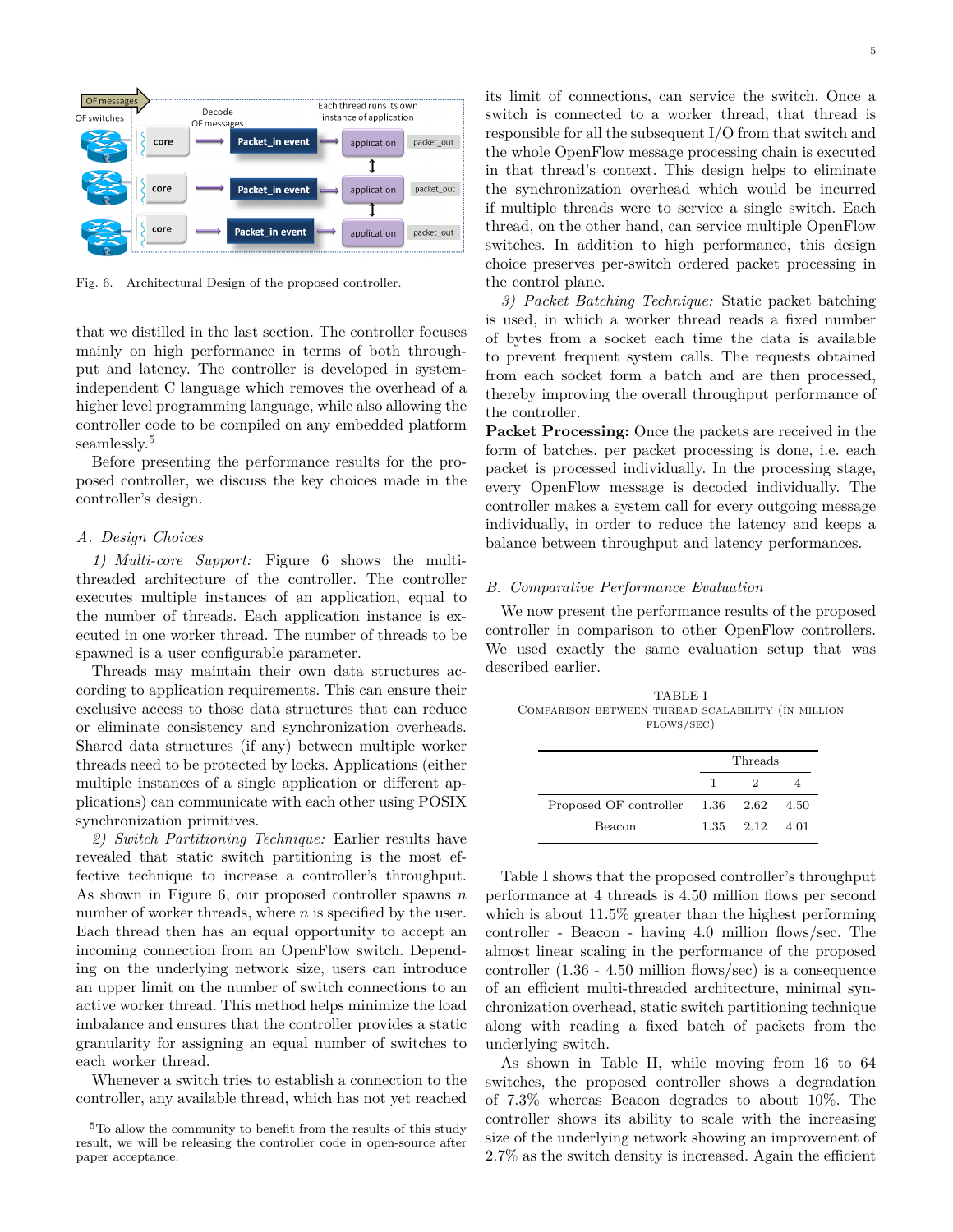Fig. 6. Architectural Design of the proposed controller.

that we distilled in the last section. The controller focuses mainly on high performance in terms of both throughput and latency. The controller is developed in system-independent C language which removes the overhead of a higher level programming language, while also allowing the controller code to be compiled on any embedded platform seamlessly.[5]

Before presenting the performance results for the proposed controller, we discuss the key choices made in the controller's design.

## A. Design Choices

*1) Multi-core Support:* Figure 6 shows the multi-threaded architecture of the controller. The controller executes multiple instances of an application, equal to the number of threads. Each application instance is executed in one worker thread. The number of threads to be spawned is a user configurable parameter.

Threads may maintain their own data structures according to application requirements. This can ensure their exclusive access to those data structures that can reduce or eliminate consistency and synchronization overheads. Shared data structures (if any) between multiple worker threads need to be protected by locks. Applications (either multiple instances of a single application or different applications) can communicate with each other using POSIX synchronization primitives.

*2) Switch Partitioning Technique:* Earlier results have revealed that static switch partitioning is the most effective technique to increase a controller's throughput. As shown in Figure 6, our proposed controller spawns $n$ number of worker threads, where $n$ is specified by the user. Each thread then has an equal opportunity to accept an incoming connection from an OpenFlow switch. Depending on the underlying network size, users can introduce an upper limit on the number of switch connections to an active worker thread. This method helps minimize the load imbalance and ensures that the controller provides a static granularity for assigning an equal number of switches to each worker thread.

Whenever a switch tries to establish a connection to the controller, any available thread, which has not yet reached its limit of connections, can service the switch. Once a switch is connected to a worker thread, that thread is responsible for all the subsequent I/O from that switch and the whole OpenFlow message processing chain is executed in that thread's context. This design helps to eliminate the synchronization overhead which would be incurred if multiple threads were to service a single switch. Each thread, on the other hand, can service multiple OpenFlow switches. In addition to high performance, this design choice preserves per-switch ordered packet processing in the control plane.

*3) Packet Batching Technique:* Static packet batching is used, in which a worker thread reads a fixed number of bytes from a socket each time the data is available to prevent frequent system calls. The requests obtained from each socket form a batch and are then processed, thereby improving the overall throughput performance of the controller.

**Packet Processing:** Once the packets are received in the form of batches, per packet processing is done, i.e. each packet is processed individually. In the processing stage, every OpenFlow message is decoded individually. The controller makes a system call for every outgoing message individually, in order to reduce the latency and keeps a balance between throughput and latency performances.

## B. Comparative Performance Evaluation

We now present the performance results of the proposed controller in comparison to other OpenFlow controllers. We used exactly the same evaluation setup that was described earlier.

TABLE I
COMPARISON BETWEEN THREAD SCALABILITY (IN MILLION FLOWS/SEC)

| | Threads | | |
|---|---|---|---|
| | 1 | 2 | 4 |
| Proposed OF controller | 1.36 | 2.62 | 4.50 |
| Beacon | 1.35 | 2.12 | 4.01 |

Table I shows that the proposed controller's throughput performance at 4 threads is 4.50 million flows per second which is about 11.5% greater than the highest performing controller - Beacon - having 4.0 million flows/sec. The almost linear scaling in the performance of the proposed controller (1.36 - 4.50 million flows/sec) is a consequence of an efficient multi-threaded architecture, minimal synchronization overhead, static switch partitioning technique along with reading a fixed batch of packets from the underlying switch.

As shown in Table II, while moving from 16 to 64 switches, the proposed controller shows a degradation of 7.3% whereas Beacon degrades to about 10%. The controller shows its ability to scale with the increasing size of the underlying network showing an improvement of 2.7% as the switch density is increased. Again the efficient

[5] To allow the community to benefit from the results of this study result, we will be releasing the controller code in open-source after paper acceptance.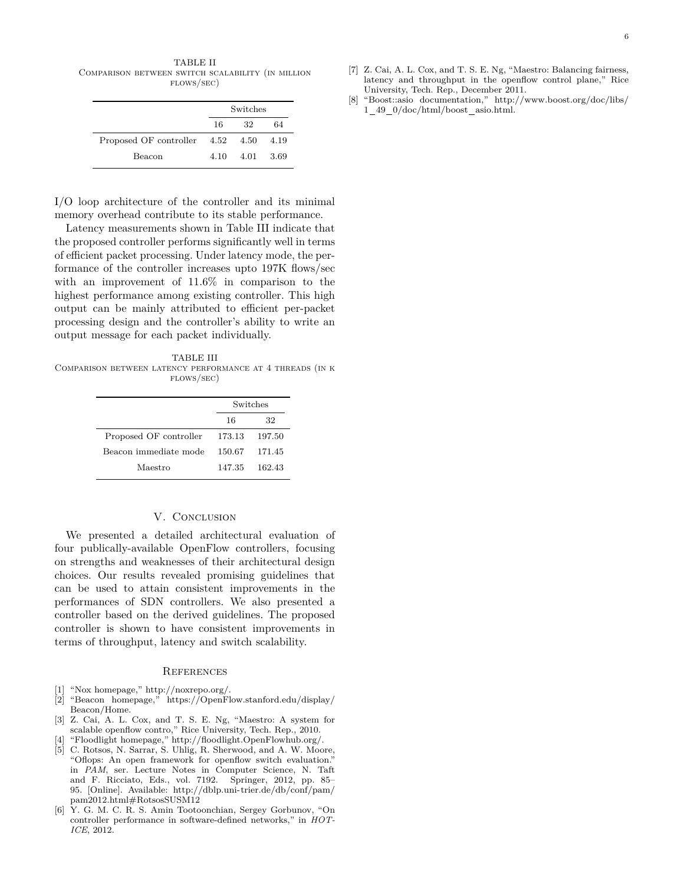TABLE II
Comparison between switch scalability (in million flows/sec)

| | Switches | | |
|---|---|---|---|
| | 16 | 32 | 64 |
| Proposed OF controller | 4.52 | 4.50 | 4.19 |
| Beacon | 4.10 | 4.01 | 3.69 |

I/O loop architecture of the controller and its minimal memory overhead contribute to its stable performance.

Latency measurements shown in Table III indicate that the proposed controller performs significantly well in terms of efficient packet processing. Under latency mode, the performance of the controller increases upto 197K flows/sec with an improvement of 11.6% in comparison to the highest performance among existing controller. This high output can be mainly attributed to efficient per-packet processing design and the controller's ability to write an output message for each packet individually.

TABLE III
Comparison between latency performance at 4 threads (in k flows/sec)

| | Switches | |
|---|---|---|
| | 16 | 32 |
| Proposed OF controller | 173.13 | 197.50 |
| Beacon immediate mode | 150.67 | 171.45 |
| Maestro | 147.35 | 162.43 |

## V. Conclusion

We presented a detailed architectural evaluation of four publically-available OpenFlow controllers, focusing on strengths and weaknesses of their architectural design choices. Our results revealed promising guidelines that can be used to attain consistent improvements in the performances of SDN controllers. We also presented a controller based on the derived guidelines. The proposed controller is shown to have consistent improvements in terms of throughput, latency and switch scalability.

## References

[1] "Nox homepage," http://noxrepo.org/.

[2] "Beacon homepage," https://OpenFlow.stanford.edu/display/Beacon/Home.

[3] Z. Cai, A. L. Cox, and T. S. E. Ng, "Maestro: A system for scalable openflow contro," Rice University, Tech. Rep., 2010.

[4] "Floodlight homepage," http://floodlight.OpenFlowhub.org/.

[5] C. Rotsos, N. Sarrar, S. Uhlig, R. Sherwood, and A. W. Moore, "Oflops: An open framework for openflow switch evaluation." in *PAM*, ser. Lecture Notes in Computer Science, N. Taft and F. Ricciato, Eds., vol. 7192. Springer, 2012, pp. 85–95. [Online]. Available: http://dblp.uni-trier.de/db/conf/pam/pam2012.html#RotsosSUSM12

[6] Y. G. M. C. R. S. Amin Tootoonchian, Sergey Gorbunov, "On controller performance in software-defined networks," in *HOT-ICE*, 2012.

[7] Z. Cai, A. L. Cox, and T. S. E. Ng, "Maestro: Balancing fairness, latency and throughput in the openflow control plane," Rice University, Tech. Rep., December 2011.

[8] "Boost::asio documentation," http://www.boost.org/doc/libs/1_49_0/doc/html/boost_asio.html.